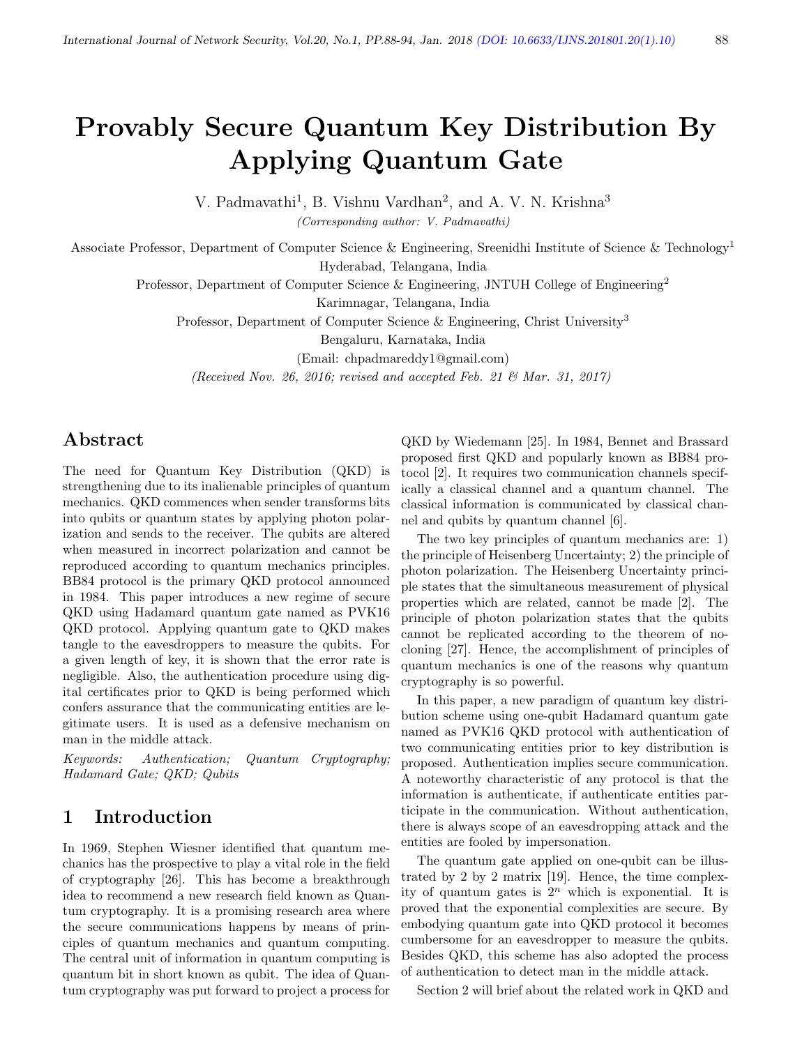# Provably Secure Quantum Key Distribution By Applying Quantum Gate

V. Padmavathi[1], B. Vishnu Vardhan[2], and A. V. N. Krishna[3]

*(Corresponding author: V. Padmavathi)*

Associate Professor, Department of Computer Science & Engineering, Sreenidhi Institute of Science & Technology[1]
Hyderabad, Telangana, India

Professor, Department of Computer Science & Engineering, JNTUH College of Engineering[2]
Karimnagar, Telangana, India

Professor, Department of Computer Science & Engineering, Christ University[3]
Bengaluru, Karnataka, India

(Email: chpadmareddy1@gmail.com)

*(Received Nov. 26, 2016; revised and accepted Feb. 21 & Mar. 31, 2017)*

## Abstract

The need for Quantum Key Distribution (QKD) is strengthening due to its inalienable principles of quantum mechanics. QKD commences when sender transforms bits into qubits or quantum states by applying photon polarization and sends to the receiver. The qubits are altered when measured in incorrect polarization and cannot be reproduced according to quantum mechanics principles. BB84 protocol is the primary QKD protocol announced in 1984. This paper introduces a new regime of secure QKD using Hadamard quantum gate named as PVK16 QKD protocol. Applying quantum gate to QKD makes tangle to the eavesdroppers to measure the qubits. For a given length of key, it is shown that the error rate is negligible. Also, the authentication procedure using digital certificates prior to QKD is being performed which confers assurance that the communicating entities are legitimate users. It is used as a defensive mechanism on man in the middle attack.

*Keywords:* *Authentication; Quantum Cryptography; Hadamard Gate; QKD; Qubits*

## 1 Introduction

In 1969, Stephen Wiesner identified that quantum mechanics has the prospective to play a vital role in the field of cryptography [26]. This has become a breakthrough idea to recommend a new research field known as Quantum cryptography. It is a promising research area where the secure communications happens by means of principles of quantum mechanics and quantum computing. The central unit of information in quantum computing is quantum bit in short known as qubit. The idea of Quantum cryptography was put forward to project a process for QKD by Wiedemann [25]. In 1984, Bennet and Brassard proposed first QKD and popularly known as BB84 protocol [2]. It requires two communication channels specifically a classical channel and a quantum channel. The classical information is communicated by classical channel and qubits by quantum channel [6].

The two key principles of quantum mechanics are: 1) the principle of Heisenberg Uncertainty; 2) the principle of photon polarization. The Heisenberg Uncertainty principle states that the simultaneous measurement of physical properties which are related, cannot be made [2]. The principle of photon polarization states that the qubits cannot be replicated according to the theorem of no-cloning [27]. Hence, the accomplishment of principles of quantum mechanics is one of the reasons why quantum cryptography is so powerful.

In this paper, a new paradigm of quantum key distribution scheme using one-qubit Hadamard quantum gate named as PVK16 QKD protocol with authentication of two communicating entities prior to key distribution is proposed. Authentication implies secure communication. A noteworthy characteristic of any protocol is that the information is authenticate, if authenticate entities participate in the communication. Without authentication, there is always scope of an eavesdropping attack and the entities are fooled by impersonation.

The quantum gate applied on one-qubit can be illustrated by 2 by 2 matrix [19]. Hence, the time complexity of quantum gates is $2^n$ which is exponential. It is proved that the exponential complexities are secure. By embodying quantum gate into QKD protocol it becomes cumbersome for an eavesdropper to measure the qubits. Besides QKD, this scheme has also adopted the process of authentication to detect man in the middle attack.

Section 2 will brief about the related work in QKD and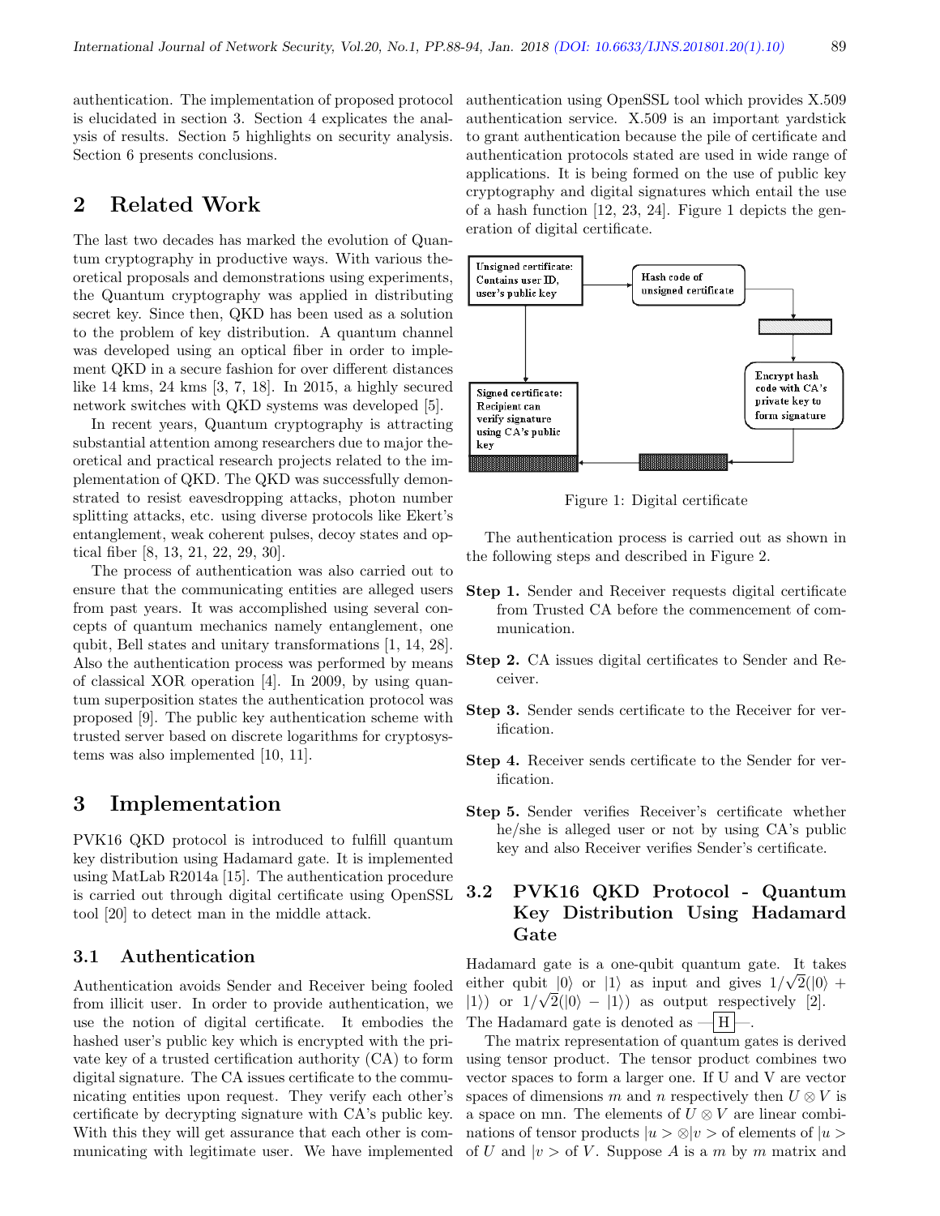authentication. The implementation of proposed protocol is elucidated in section 3. Section 4 explicates the analysis of results. Section 5 highlights on security analysis. Section 6 presents conclusions.

## 2 Related Work

The last two decades has marked the evolution of Quantum cryptography in productive ways. With various theoretical proposals and demonstrations using experiments, the Quantum cryptography was applied in distributing secret key. Since then, QKD has been used as a solution to the problem of key distribution. A quantum channel was developed using an optical fiber in order to implement QKD in a secure fashion for over different distances like 14 kms, 24 kms [3, 7, 18]. In 2015, a highly secured network switches with QKD systems was developed [5].

In recent years, Quantum cryptography is attracting substantial attention among researchers due to major theoretical and practical research projects related to the implementation of QKD. The QKD was successfully demonstrated to resist eavesdropping attacks, photon number splitting attacks, etc. using diverse protocols like Ekert's entanglement, weak coherent pulses, decoy states and optical fiber [8, 13, 21, 22, 29, 30].

The process of authentication was also carried out to ensure that the communicating entities are alleged users from past years. It was accomplished using several concepts of quantum mechanics namely entanglement, one qubit, Bell states and unitary transformations [1, 14, 28]. Also the authentication process was performed by means of classical XOR operation [4]. In 2009, by using quantum superposition states the authentication protocol was proposed [9]. The public key authentication scheme with trusted server based on discrete logarithms for cryptosystems was also implemented [10, 11].

## 3 Implementation

PVK16 QKD protocol is introduced to fulfill quantum key distribution using Hadamard gate. It is implemented using MatLab R2014a [15]. The authentication procedure is carried out through digital certificate using OpenSSL tool [20] to detect man in the middle attack.

### 3.1 Authentication

Authentication avoids Sender and Receiver being fooled from illicit user. In order to provide authentication, we use the notion of digital certificate. It embodies the hashed user's public key which is encrypted with the private key of a trusted certification authority (CA) to form digital signature. The CA issues certificate to the communicating entities upon request. They verify each other's certificate by decrypting signature with CA's public key. With this they will get assurance that each other is communicating with legitimate user. We have implemented authentication using OpenSSL tool which provides X.509 authentication service. X.509 is an important yardstick to grant authentication because the pile of certificate and authentication protocols stated are used in wide range of applications. It is being formed on the use of public key cryptography and digital signatures which entail the use of a hash function [12, 23, 24]. Figure 1 depicts the generation of digital certificate.

Unsigned certificate: Contains user ID, user's public key → Hash code of unsigned certificate → Encrypt hash code with CA's private key to form signature → Signed certificate: Recipient can verify signature using CA's public key

Figure 1: Digital certificate

The authentication process is carried out as shown in the following steps and described in Figure 2.

**Step 1.** Sender and Receiver requests digital certificate from Trusted CA before the commencement of communication.

**Step 2.** CA issues digital certificates to Sender and Receiver.

**Step 3.** Sender sends certificate to the Receiver for verification.

**Step 4.** Receiver sends certificate to the Sender for verification.

**Step 5.** Sender verifies Receiver's certificate whether he/she is alleged user or not by using CA's public key and also Receiver verifies Sender's certificate.

### 3.2 PVK16 QKD Protocol - Quantum Key Distribution Using Hadamard Gate

Hadamard gate is a one-qubit quantum gate. It takes either qubit $|0\rangle$ or $|1\rangle$ as input and gives $1/\sqrt{2}(|0\rangle + |1\rangle)$ or $1/\sqrt{2}(|0\rangle - |1\rangle)$ as output respectively [2]. The Hadamard gate is denoted as —[H]—.

The matrix representation of quantum gates is derived using tensor product. The tensor product combines two vector spaces to form a larger one. If U and V are vector spaces of dimensions $m$ and $n$ respectively then $U \otimes V$ is a space on mn. The elements of $U \otimes V$ are linear combinations of tensor products $|u> \otimes |v>$ of elements of $|u>$ of $U$ and $|v>$ of $V$. Suppose $A$ is a $m$ by $m$ matrix and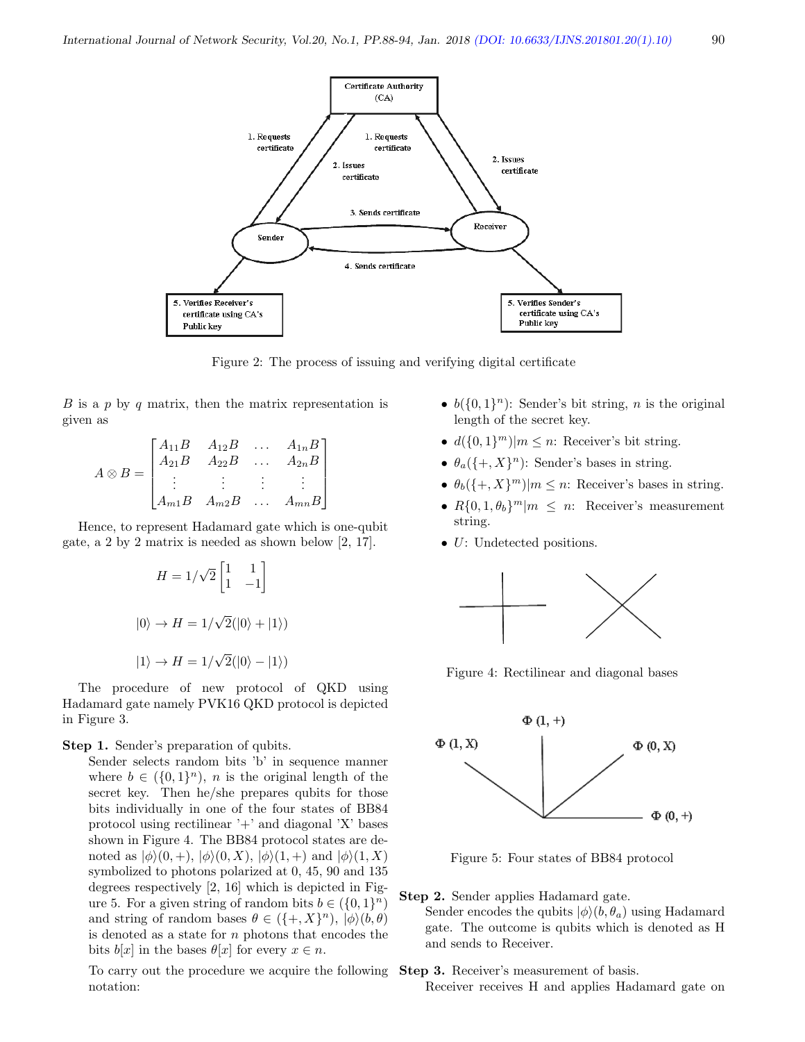Figure 2: The process of issuing and verifying digital certificate

$B$ is a $p$ by $q$ matrix, then the matrix representation is given as

$$A \otimes B = \begin{bmatrix} A_{11}B & A_{12}B & \dots & A_{1n}B \\ A_{21}B & A_{22}B & \dots & A_{2n}B \\ \vdots & \vdots & \vdots & \vdots \\ A_{m1}B & A_{m2}B & \dots & A_{mn}B \end{bmatrix}$$

Hence, to represent Hadamard gate which is one-qubit gate, a 2 by 2 matrix is needed as shown below [2, 17].

$$H = 1/\sqrt{2}\begin{bmatrix} 1 & 1 \\ 1 & -1 \end{bmatrix}$$

$$|0\rangle \rightarrow H = 1/\sqrt{2}(|0\rangle + |1\rangle)$$

$$|1\rangle \rightarrow H = 1/\sqrt{2}(|0\rangle - |1\rangle)$$

The procedure of new protocol of QKD using Hadamard gate namely PVK16 QKD protocol is depicted in Figure 3.

**Step 1.** Sender's preparation of qubits.
Sender selects random bits 'b' in sequence manner where $b \in (\{0,1\}^n)$, $n$ is the original length of the secret key. Then he/she prepares qubits for those bits individually in one of the four states of BB84 protocol using rectilinear '+' and diagonal 'X' bases shown in Figure 4. The BB84 protocol states are denoted as $|\phi\rangle(0,+)$, $|\phi\rangle(0,X)$, $|\phi\rangle(1,+)$ and $|\phi\rangle(1,X)$ symbolized to photons polarized at 0, 45, 90 and 135 degrees respectively [2, 16] which is depicted in Figure 5. For a given string of random bits $b \in (\{0,1\}^n)$ and string of random bases $\theta \in (\{+,X\}^n)$, $|\phi\rangle(b,\theta)$ is denoted as a state for $n$ photons that encodes the bits $b[x]$ in the bases $\theta[x]$ for every $x \in n$.

To carry out the procedure we acquire the following notation:

- $b(\{0,1\}^n)$: Sender's bit string, $n$ is the original length of the secret key.
- $d(\{0,1\}^m)|m \leq n$: Receiver's bit string.
- $\theta_a(\{+,X\}^n)$: Sender's bases in string.
- $\theta_b(\{+,X\}^m)|m \leq n$: Receiver's bases in string.
- $R\{0,1,\theta_b\}^m|m \leq n$: Receiver's measurement string.
- $U$: Undetected positions.

Figure 4: Rectilinear and diagonal bases

Figure 5: Four states of BB84 protocol

**Step 2.** Sender applies Hadamard gate.
Sender encodes the qubits $|\phi\rangle(b,\theta_a)$ using Hadamard gate. The outcome is qubits which is denoted as H and sends to Receiver.

**Step 3.** Receiver's measurement of basis.
Receiver receives H and applies Hadamard gate on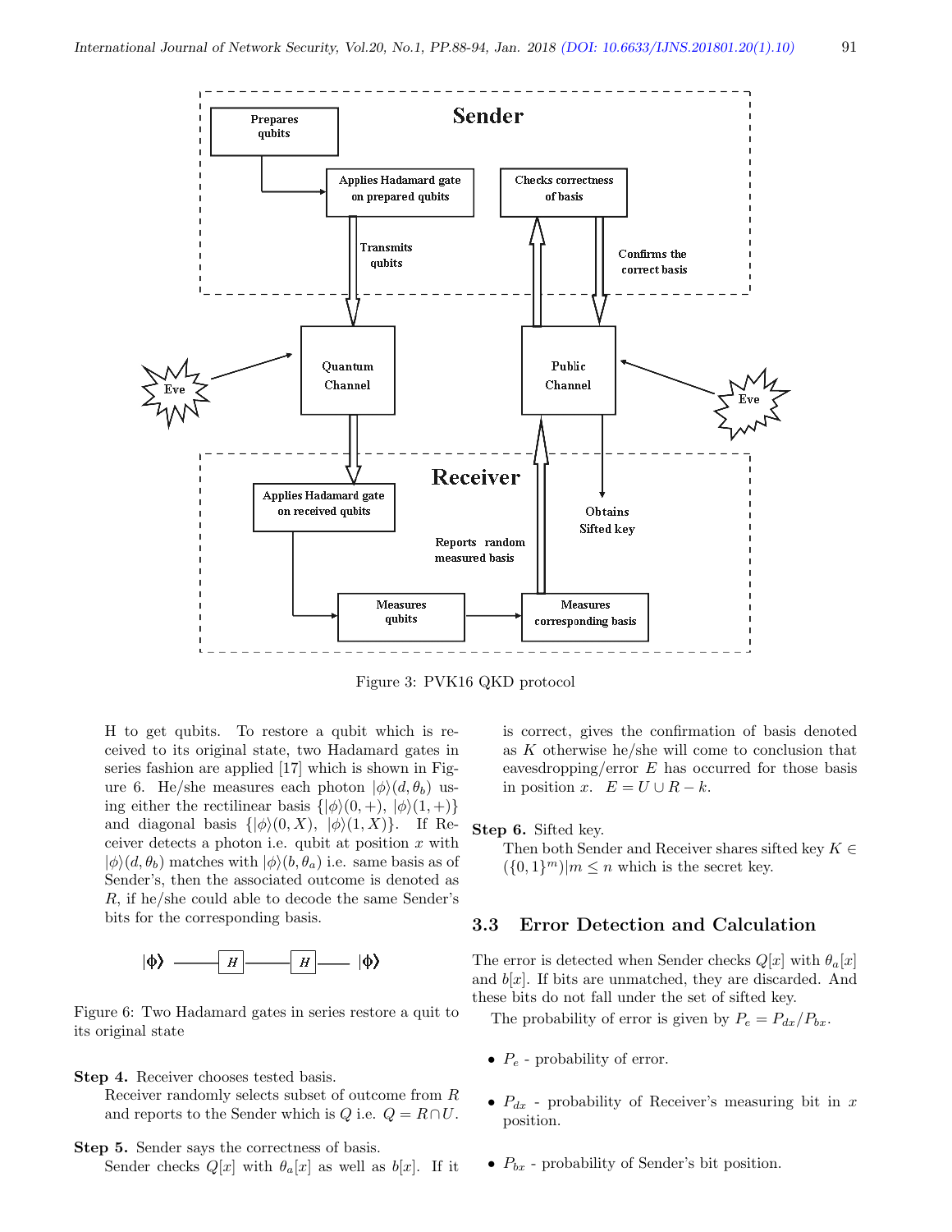Figure 3: PVK16 QKD protocol

H to get qubits. To restore a qubit which is received to its original state, two Hadamard gates in series fashion are applied [17] which is shown in Figure 6. He/she measures each photon $|\phi\rangle(d, \theta_b)$ using either the rectilinear basis $\{|\phi\rangle(0,+),\ |\phi\rangle(1,+)\}$ and diagonal basis $\{|\phi\rangle(0,X),\ |\phi\rangle(1,X)\}$. If Receiver detects a photon i.e. qubit at position $x$ with $|\phi\rangle(d, \theta_b)$ matches with $|\phi\rangle(b, \theta_a)$ i.e. same basis as of Sender's, then the associated outcome is denoted as $R$, if he/she could able to decode the same Sender's bits for the corresponding basis.

Figure 6: Two Hadamard gates in series restore a quit to its original state

**Step 4.** Receiver chooses tested basis.
Receiver randomly selects subset of outcome from $R$ and reports to the Sender which is $Q$ i.e. $Q = R \cap U$.

**Step 5.** Sender says the correctness of basis.
Sender checks $Q[x]$ with $\theta_a[x]$ as well as $b[x]$. If it is correct, gives the confirmation of basis denoted as $K$ otherwise he/she will come to conclusion that eavesdropping/error $E$ has occurred for those basis in position $x$. $E = U \cup R - k$.

**Step 6.** Sifted key.
Then both Sender and Receiver shares sifted key $K \in (\{0,1\}^m)|m \leq n$ which is the secret key.

### 3.3 Error Detection and Calculation

The error is detected when Sender checks $Q[x]$ with $\theta_a[x]$ and $b[x]$. If bits are unmatched, they are discarded. And these bits do not fall under the set of sifted key.

The probability of error is given by $P_e = P_{dx}/P_{bx}$.

- $P_e$ - probability of error.
- $P_{dx}$ - probability of Receiver's measuring bit in $x$ position.
- $P_{bx}$ - probability of Sender's bit position.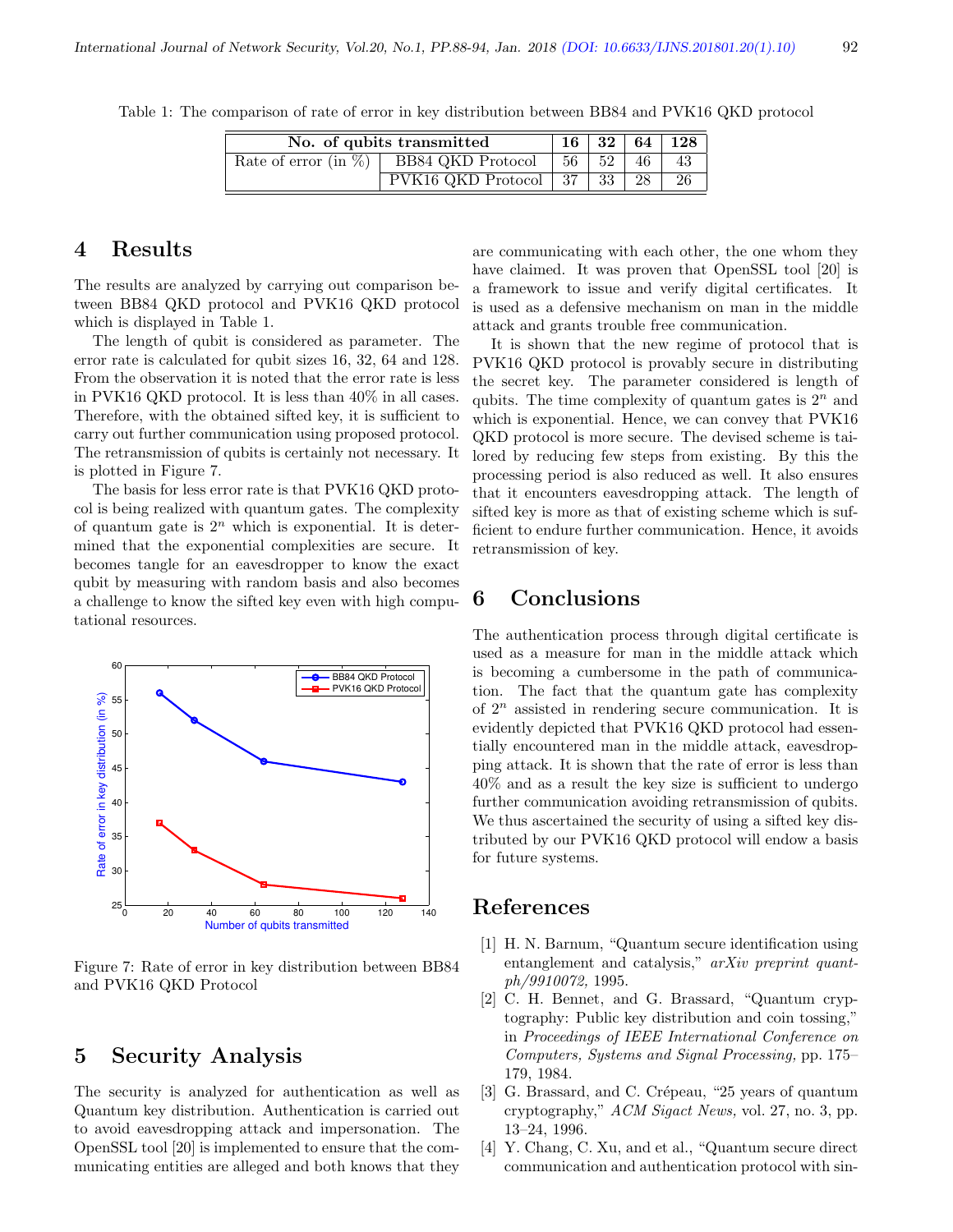Table 1: The comparison of rate of error in key distribution between BB84 and PVK16 QKD protocol

| No. of qubits transmitted | | 16 | 32 | 64 | 128 |
|---|---|---|---|---|---|
| Rate of error (in %) | BB84 QKD Protocol | 56 | 52 | 46 | 43 |
| | PVK16 QKD Protocol | 37 | 33 | 28 | 26 |

## 4 Results

The results are analyzed by carrying out comparison between BB84 QKD protocol and PVK16 QKD protocol which is displayed in Table 1.

The length of qubit is considered as parameter. The error rate is calculated for qubit sizes 16, 32, 64 and 128. From the observation it is noted that the error rate is less in PVK16 QKD protocol. It is less than 40% in all cases. Therefore, with the obtained sifted key, it is sufficient to carry out further communication using proposed protocol. The retransmission of qubits is certainly not necessary. It is plotted in Figure 7.

The basis for less error rate is that PVK16 QKD protocol is being realized with quantum gates. The complexity of quantum gate is $2^n$ which is exponential. It is determined that the exponential complexities are secure. It becomes tangle for an eavesdropper to know the exact qubit by measuring with random basis and also becomes a challenge to know the sifted key even with high computational resources.

Figure 7: Rate of error in key distribution between BB84 and PVK16 QKD Protocol

## 5 Security Analysis

The security is analyzed for authentication as well as Quantum key distribution. Authentication is carried out to avoid eavesdropping attack and impersonation. The OpenSSL tool [20] is implemented to ensure that the communicating entities are alleged and both knows that they are communicating with each other, the one whom they have claimed. It was proven that OpenSSL tool [20] is a framework to issue and verify digital certificates. It is used as a defensive mechanism on man in the middle attack and grants trouble free communication.

It is shown that the new regime of protocol that is PVK16 QKD protocol is provably secure in distributing the secret key. The parameter considered is length of qubits. The time complexity of quantum gates is $2^n$ and which is exponential. Hence, we can convey that PVK16 QKD protocol is more secure. The devised scheme is tailored by reducing few steps from existing. By this the processing period is also reduced as well. It also ensures that it encounters eavesdropping attack. The length of sifted key is more as that of existing scheme which is sufficient to endure further communication. Hence, it avoids retransmission of key.

## 6 Conclusions

The authentication process through digital certificate is used as a measure for man in the middle attack which is becoming a cumbersome in the path of communication. The fact that the quantum gate has complexity of $2^n$ assisted in rendering secure communication. It is evidently depicted that PVK16 QKD protocol had essentially encountered man in the middle attack, eavesdropping attack. It is shown that the rate of error is less than 40% and as a result the key size is sufficient to undergo further communication avoiding retransmission of qubits. We thus ascertained the security of using a sifted key distributed by our PVK16 QKD protocol will endow a basis for future systems.

## References

[1] H. N. Barnum, "Quantum secure identification using entanglement and catalysis," *arXiv preprint quant-ph/9910072,* 1995.

[2] C. H. Bennet, and G. Brassard, "Quantum cryptography: Public key distribution and coin tossing," in *Proceedings of IEEE International Conference on Computers, Systems and Signal Processing,* pp. 175–179, 1984.

[3] G. Brassard, and C. Crépeau, "25 years of quantum cryptography," *ACM Sigact News,* vol. 27, no. 3, pp. 13–24, 1996.

[4] Y. Chang, C. Xu, and et al., "Quantum secure direct communication and authentication protocol with sin-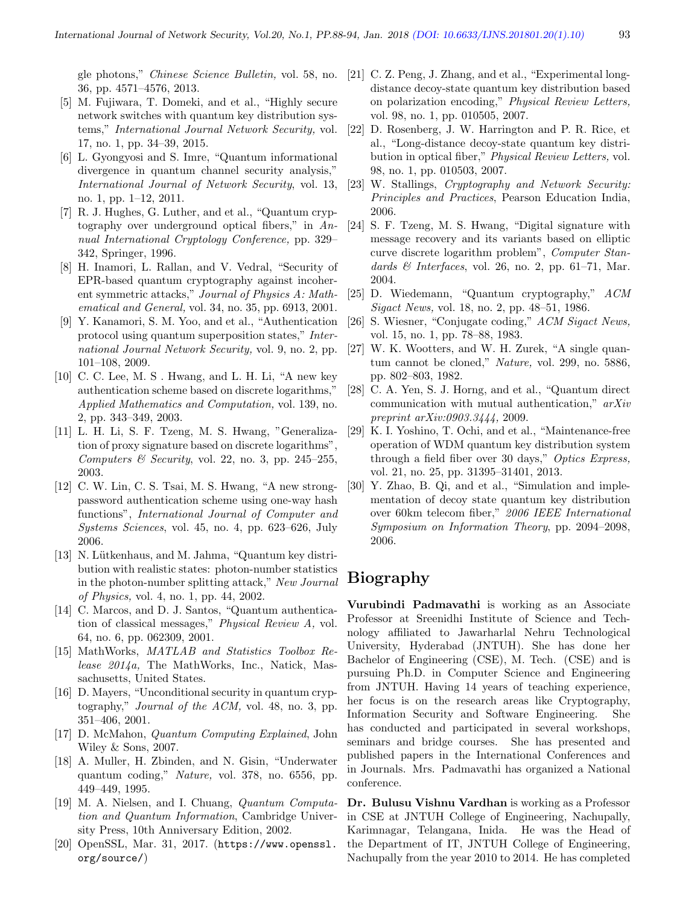gle photons," *Chinese Science Bulletin,* vol. 58, no. 36, pp. 4571–4576, 2013.

[5] M. Fujiwara, T. Domeki, and et al., "Highly secure network switches with quantum key distribution systems," *International Journal Network Security,* vol. 17, no. 1, pp. 34–39, 2015.

[6] L. Gyongyosi and S. Imre, "Quantum informational divergence in quantum channel security analysis," *International Journal of Network Security*, vol. 13, no. 1, pp. 1–12, 2011.

[7] R. J. Hughes, G. Luther, and et al., "Quantum cryptography over underground optical fibers," in *Annual International Cryptology Conference,* pp. 329–342, Springer, 1996.

[8] H. Inamori, L. Rallan, and V. Vedral, "Security of EPR-based quantum cryptography against incoherent symmetric attacks," *Journal of Physics A: Mathematical and General,* vol. 34, no. 35, pp. 6913, 2001.

[9] Y. Kanamori, S. M. Yoo, and et al., "Authentication protocol using quantum superposition states," *International Journal Network Security,* vol. 9, no. 2, pp. 101–108, 2009.

[10] C. C. Lee, M. S . Hwang, and L. H. Li, "A new key authentication scheme based on discrete logarithms," *Applied Mathematics and Computation,* vol. 139, no. 2, pp. 343–349, 2003.

[11] L. H. Li, S. F. Tzeng, M. S. Hwang, "Generalization of proxy signature based on discrete logarithms", *Computers & Security*, vol. 22, no. 3, pp. 245–255, 2003.

[12] C. W. Lin, C. S. Tsai, M. S. Hwang, "A new strong-password authentication scheme using one-way hash functions", *International Journal of Computer and Systems Sciences*, vol. 45, no. 4, pp. 623–626, July 2006.

[13] N. Lütkenhaus, and M. Jahma, "Quantum key distribution with realistic states: photon-number statistics in the photon-number splitting attack," *New Journal of Physics,* vol. 4, no. 1, pp. 44, 2002.

[14] C. Marcos, and D. J. Santos, "Quantum authentication of classical messages," *Physical Review A,* vol. 64, no. 6, pp. 062309, 2001.

[15] MathWorks, *MATLAB and Statistics Toolbox Release 2014a,* The MathWorks, Inc., Natick, Massachusetts, United States.

[16] D. Mayers, "Unconditional security in quantum cryptography," *Journal of the ACM,* vol. 48, no. 3, pp. 351–406, 2001.

[17] D. McMahon, *Quantum Computing Explained*, John Wiley & Sons, 2007.

[18] A. Muller, H. Zbinden, and N. Gisin, "Underwater quantum coding," *Nature,* vol. 378, no. 6556, pp. 449–449, 1995.

[19] M. A. Nielsen, and I. Chuang, *Quantum Computation and Quantum Information*, Cambridge University Press, 10th Anniversary Edition, 2002.

[20] OpenSSL, Mar. 31, 2017. (https://www.openssl.org/source/)

[21] C. Z. Peng, J. Zhang, and et al., "Experimental long-distance decoy-state quantum key distribution based on polarization encoding," *Physical Review Letters,* vol. 98, no. 1, pp. 010505, 2007.

[22] D. Rosenberg, J. W. Harrington and P. R. Rice, et al., "Long-distance decoy-state quantum key distribution in optical fiber," *Physical Review Letters,* vol. 98, no. 1, pp. 010503, 2007.

[23] W. Stallings, *Cryptography and Network Security: Principles and Practices*, Pearson Education India, 2006.

[24] S. F. Tzeng, M. S. Hwang, "Digital signature with message recovery and its variants based on elliptic curve discrete logarithm problem", *Computer Standards & Interfaces*, vol. 26, no. 2, pp. 61–71, Mar. 2004.

[25] D. Wiedemann, "Quantum cryptography," *ACM Sigact News,* vol. 18, no. 2, pp. 48–51, 1986.

[26] S. Wiesner, "Conjugate coding," *ACM Sigact News,* vol. 15, no. 1, pp. 78–88, 1983.

[27] W. K. Wootters, and W. H. Zurek, "A single quantum cannot be cloned," *Nature,* vol. 299, no. 5886, pp. 802–803, 1982.

[28] C. A. Yen, S. J. Horng, and et al., "Quantum direct communication with mutual authentication," *arXiv preprint arXiv:0903.3444,* 2009.

[29] K. I. Yoshino, T. Ochi, and et al., "Maintenance-free operation of WDM quantum key distribution system through a field fiber over 30 days," *Optics Express,* vol. 21, no. 25, pp. 31395–31401, 2013.

[30] Y. Zhao, B. Qi, and et al., "Simulation and implementation of decoy state quantum key distribution over 60km telecom fiber," *2006 IEEE International Symposium on Information Theory*, pp. 2094–2098, 2006.

# Biography

**Vurubindi Padmavathi** is working as an Associate Professor at Sreenidhi Institute of Science and Technology affiliated to Jawarharlal Nehru Technological University, Hyderabad (JNTUH). She has done her Bachelor of Engineering (CSE), M. Tech. (CSE) and is pursuing Ph.D. in Computer Science and Engineering from JNTUH. Having 14 years of teaching experience, her focus is on the research areas like Cryptography, Information Security and Software Engineering. She has conducted and participated in several workshops, seminars and bridge courses. She has presented and published papers in the International Conferences and in Journals. Mrs. Padmavathi has organized a National conference.

**Dr. Bulusu Vishnu Vardhan** is working as a Professor in CSE at JNTUH College of Engineering, Nachupally, Karimnagar, Telangana, Inida. He was the Head of the Department of IT, JNTUH College of Engineering, Nachupally from the year 2010 to 2014. He has completed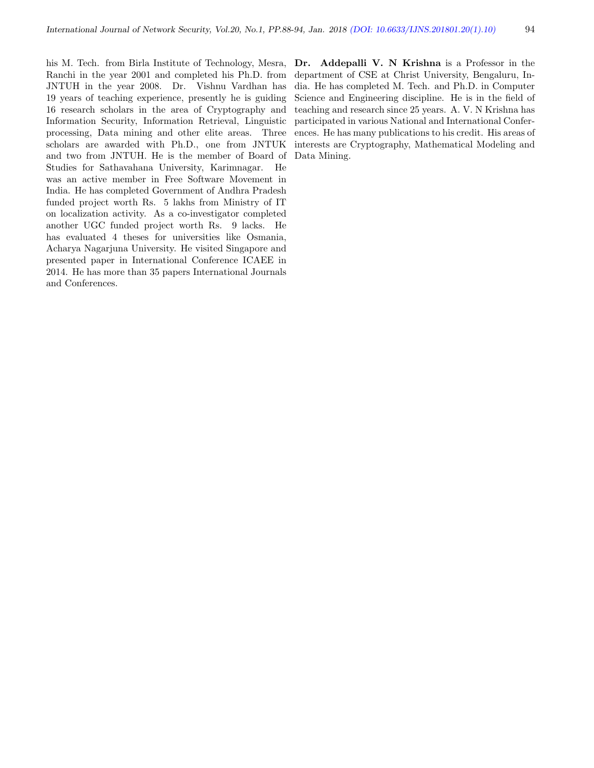his M. Tech. from Birla Institute of Technology, Mesra, Ranchi in the year 2001 and completed his Ph.D. from JNTUH in the year 2008. Dr. Vishnu Vardhan has 19 years of teaching experience, presently he is guiding 16 research scholars in the area of Cryptography and Information Security, Information Retrieval, Linguistic processing, Data mining and other elite areas. Three scholars are awarded with Ph.D., one from JNTUK and two from JNTUH. He is the member of Board of Studies for Sathavahana University, Karimnagar. He was an active member in Free Software Movement in India. He has completed Government of Andhra Pradesh funded project worth Rs. 5 lakhs from Ministry of IT on localization activity. As a co-investigator completed another UGC funded project worth Rs. 9 lacks. He has evaluated 4 theses for universities like Osmania, Acharya Nagarjuna University. He visited Singapore and presented paper in International Conference ICAEE in 2014. He has more than 35 papers International Journals and Conferences.

**Dr. Addepalli V. N Krishna** is a Professor in the department of CSE at Christ University, Bengaluru, India. He has completed M. Tech. and Ph.D. in Computer Science and Engineering discipline. He is in the field of teaching and research since 25 years. A. V. N Krishna has participated in various National and International Conferences. He has many publications to his credit. His areas of interests are Cryptography, Mathematical Modeling and Data Mining.